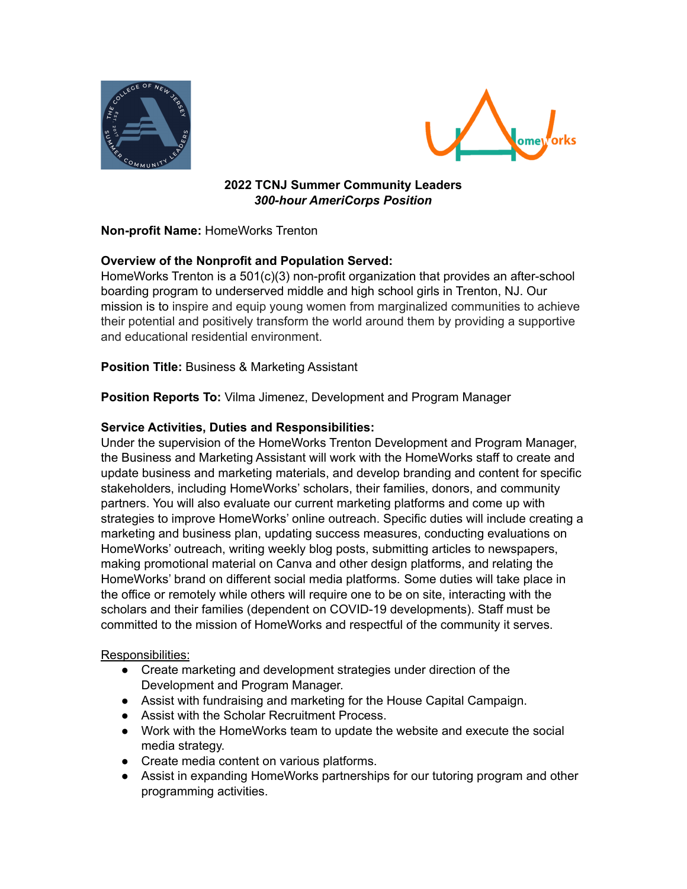**2022 TCNJ Summer Community Leaders**
***300-hour AmeriCorps Position***

**Non-profit Name:** HomeWorks Trenton

**Overview of the Nonprofit and Population Served:**
HomeWorks Trenton is a 501(c)(3) non-profit organization that provides an after-school boarding program to underserved middle and high school girls in Trenton, NJ. Our mission is to inspire and equip young women from marginalized communities to achieve their potential and positively transform the world around them by providing a supportive and educational residential environment.

**Position Title:** Business & Marketing Assistant

**Position Reports To:** Vilma Jimenez, Development and Program Manager

**Service Activities, Duties and Responsibilities:**
Under the supervision of the HomeWorks Trenton Development and Program Manager, the Business and Marketing Assistant will work with the HomeWorks staff to create and update business and marketing materials, and develop branding and content for specific stakeholders, including HomeWorks' scholars, their families, donors, and community partners. You will also evaluate our current marketing platforms and come up with strategies to improve HomeWorks' online outreach. Specific duties will include creating a marketing and business plan, updating success measures, conducting evaluations on HomeWorks' outreach, writing weekly blog posts, submitting articles to newspapers, making promotional material on Canva and other design platforms, and relating the HomeWorks' brand on different social media platforms. Some duties will take place in the office or remotely while others will require one to be on site, interacting with the scholars and their families (dependent on COVID-19 developments). Staff must be committed to the mission of HomeWorks and respectful of the community it serves.

Responsibilities:

- Create marketing and development strategies under direction of the Development and Program Manager.
- Assist with fundraising and marketing for the House Capital Campaign.
- Assist with the Scholar Recruitment Process.
- Work with the HomeWorks team to update the website and execute the social media strategy.
- Create media content on various platforms.
- Assist in expanding HomeWorks partnerships for our tutoring program and other programming activities.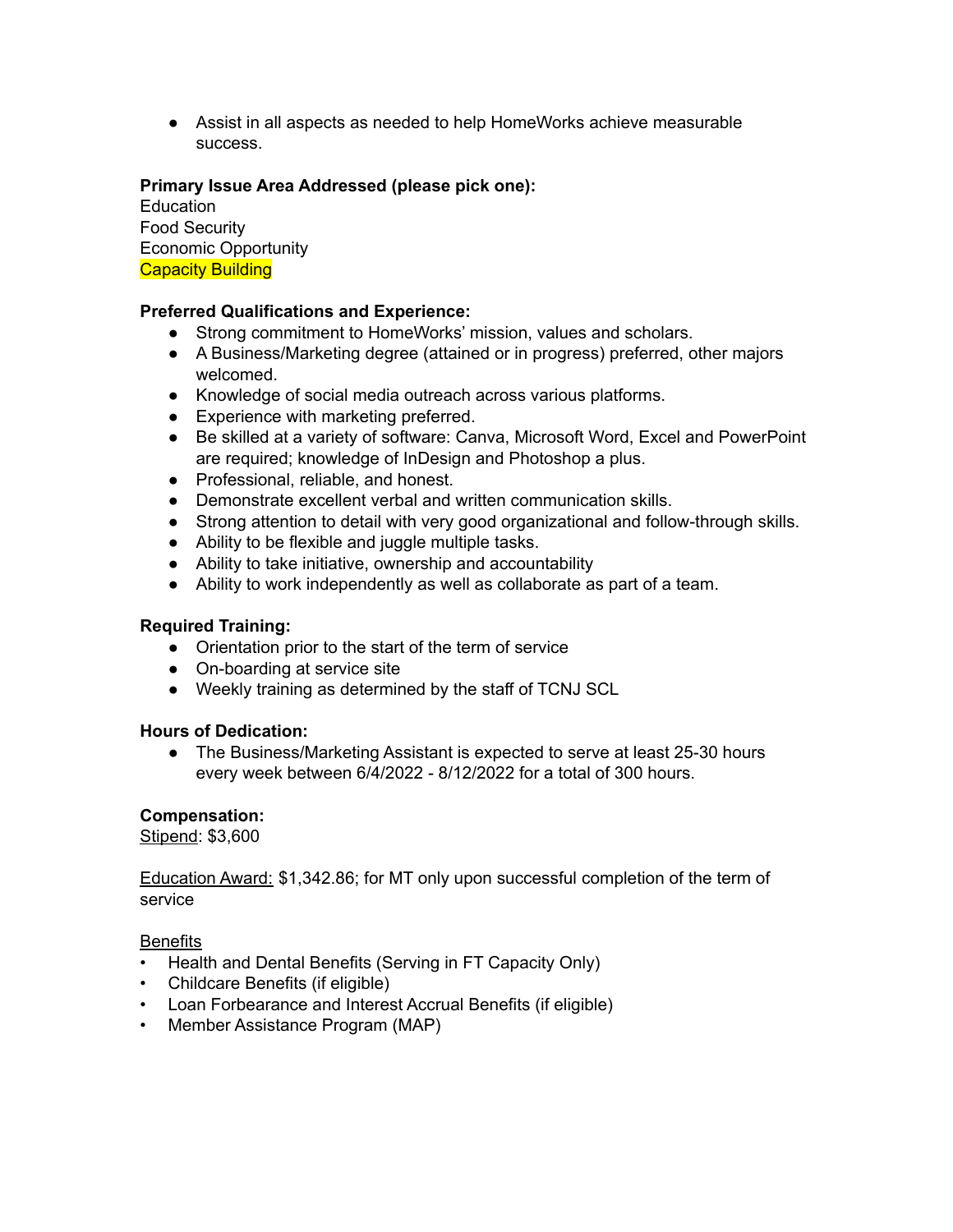- Assist in all aspects as needed to help HomeWorks achieve measurable success.

**Primary Issue Area Addressed (please pick one):**
Education
Food Security
Economic Opportunity
Capacity Building

**Preferred Qualifications and Experience:**

- Strong commitment to HomeWorks' mission, values and scholars.
- A Business/Marketing degree (attained or in progress) preferred, other majors welcomed.
- Knowledge of social media outreach across various platforms.
- Experience with marketing preferred.
- Be skilled at a variety of software: Canva, Microsoft Word, Excel and PowerPoint are required; knowledge of InDesign and Photoshop a plus.
- Professional, reliable, and honest.
- Demonstrate excellent verbal and written communication skills.
- Strong attention to detail with very good organizational and follow-through skills.
- Ability to be flexible and juggle multiple tasks.
- Ability to take initiative, ownership and accountability
- Ability to work independently as well as collaborate as part of a team.

**Required Training:**

- Orientation prior to the start of the term of service
- On-boarding at service site
- Weekly training as determined by the staff of TCNJ SCL

**Hours of Dedication:**

- The Business/Marketing Assistant is expected to serve at least 25-30 hours every week between 6/4/2022 - 8/12/2022 for a total of 300 hours.

**Compensation:**
Stipend: $3,600

Education Award: $1,342.86; for MT only upon successful completion of the term of service

Benefits

- Health and Dental Benefits (Serving in FT Capacity Only)
- Childcare Benefits (if eligible)
- Loan Forbearance and Interest Accrual Benefits (if eligible)
- Member Assistance Program (MAP)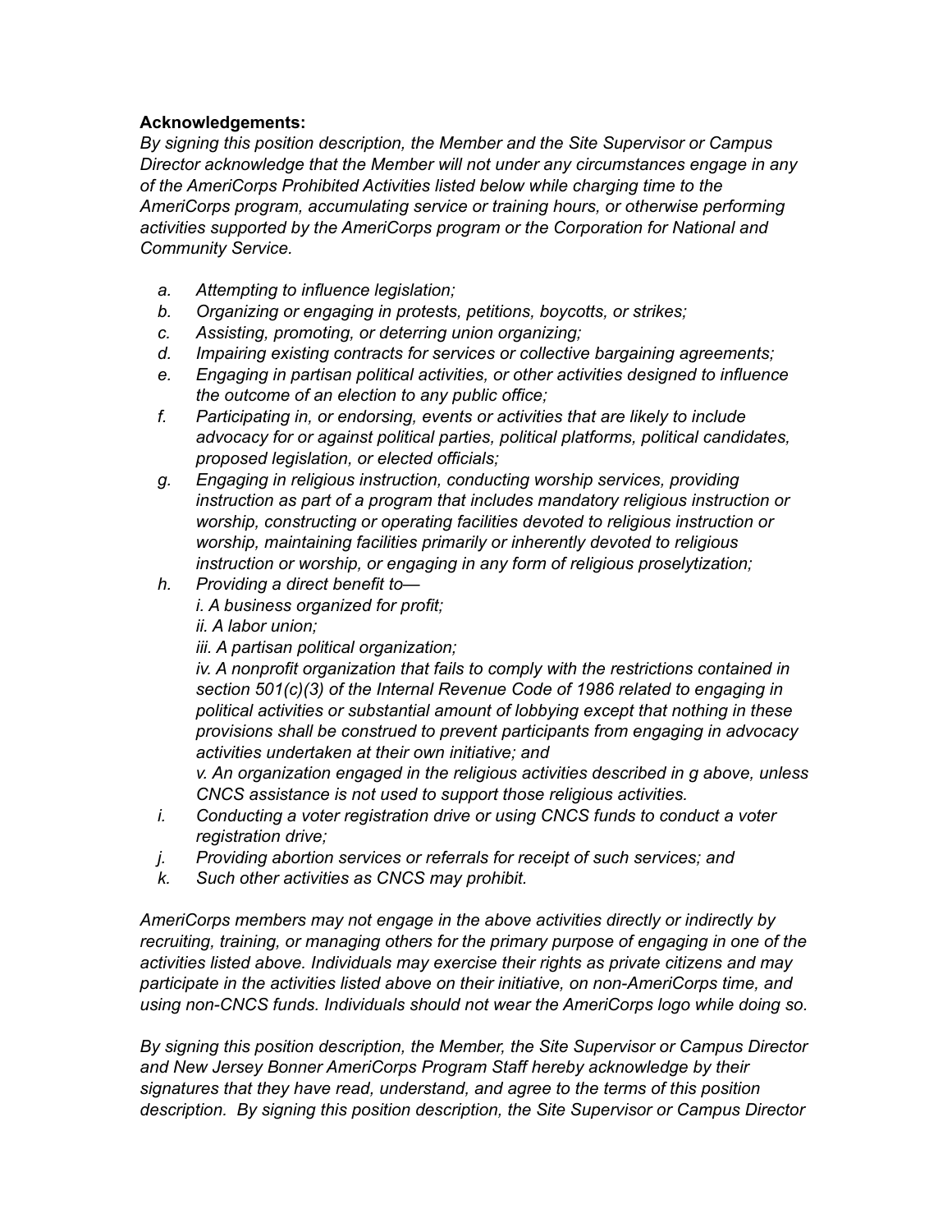**Acknowledgements:**

*By signing this position description, the Member and the Site Supervisor or Campus Director acknowledge that the Member will not under any circumstances engage in any of the AmeriCorps Prohibited Activities listed below while charging time to the AmeriCorps program, accumulating service or training hours, or otherwise performing activities supported by the AmeriCorps program or the Corporation for National and Community Service.*

- *a. Attempting to influence legislation;*
- *b. Organizing or engaging in protests, petitions, boycotts, or strikes;*
- *c. Assisting, promoting, or deterring union organizing;*
- *d. Impairing existing contracts for services or collective bargaining agreements;*
- *e. Engaging in partisan political activities, or other activities designed to influence the outcome of an election to any public office;*
- *f. Participating in, or endorsing, events or activities that are likely to include advocacy for or against political parties, political platforms, political candidates, proposed legislation, or elected officials;*
- *g. Engaging in religious instruction, conducting worship services, providing instruction as part of a program that includes mandatory religious instruction or worship, constructing or operating facilities devoted to religious instruction or worship, maintaining facilities primarily or inherently devoted to religious instruction or worship, or engaging in any form of religious proselytization;*
- *h. Providing a direct benefit to—*
  - *i. A business organized for profit;*
  - *ii. A labor union;*
  - *iii. A partisan political organization;*
  - *iv. A nonprofit organization that fails to comply with the restrictions contained in section 501(c)(3) of the Internal Revenue Code of 1986 related to engaging in political activities or substantial amount of lobbying except that nothing in these provisions shall be construed to prevent participants from engaging in advocacy activities undertaken at their own initiative; and*
  - *v. An organization engaged in the religious activities described in g above, unless CNCS assistance is not used to support those religious activities.*
- *i. Conducting a voter registration drive or using CNCS funds to conduct a voter registration drive;*
- *j. Providing abortion services or referrals for receipt of such services; and*
- *k. Such other activities as CNCS may prohibit.*

*AmeriCorps members may not engage in the above activities directly or indirectly by recruiting, training, or managing others for the primary purpose of engaging in one of the activities listed above. Individuals may exercise their rights as private citizens and may participate in the activities listed above on their initiative, on non-AmeriCorps time, and using non-CNCS funds. Individuals should not wear the AmeriCorps logo while doing so.*

*By signing this position description, the Member, the Site Supervisor or Campus Director and New Jersey Bonner AmeriCorps Program Staff hereby acknowledge by their signatures that they have read, understand, and agree to the terms of this position description. By signing this position description, the Site Supervisor or Campus Director*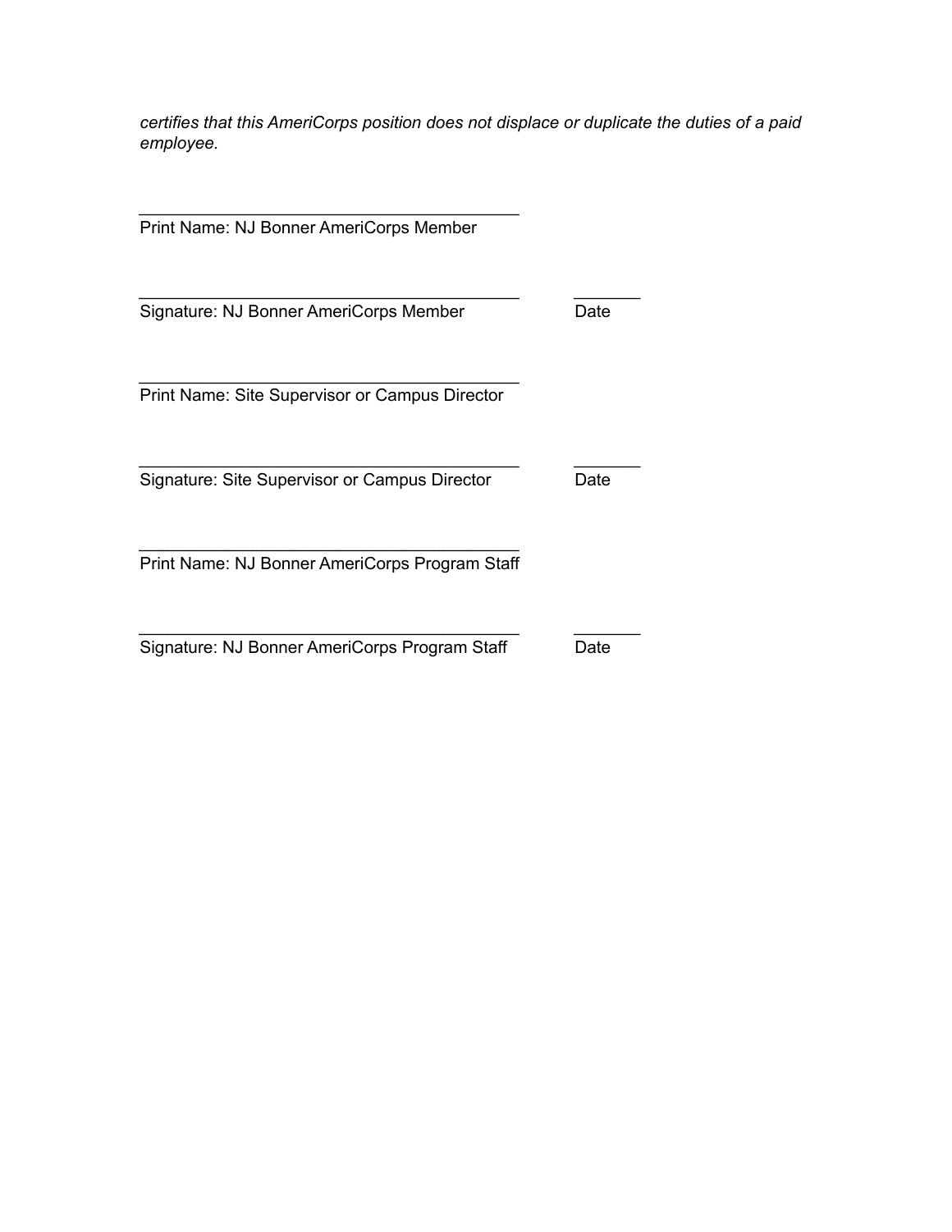*certifies that this AmeriCorps position does not displace or duplicate the duties of a paid employee.*

\_\_\_\_\_\_\_\_\_\_\_\_\_\_\_\_\_\_\_\_\_\_\_\_\_\_\_\_\_\_\_\_\_\_\_\_\_\_\_\_
Print Name: NJ Bonner AmeriCorps Member

\_\_\_\_\_\_\_\_\_\_\_\_\_\_\_\_\_\_\_\_\_\_\_\_\_\_\_\_\_\_\_\_\_\_\_\_\_\_\_\_ \_\_\_\_\_\_\_
Signature: NJ Bonner AmeriCorps Member Date

\_\_\_\_\_\_\_\_\_\_\_\_\_\_\_\_\_\_\_\_\_\_\_\_\_\_\_\_\_\_\_\_\_\_\_\_\_\_\_\_
Print Name: Site Supervisor or Campus Director

\_\_\_\_\_\_\_\_\_\_\_\_\_\_\_\_\_\_\_\_\_\_\_\_\_\_\_\_\_\_\_\_\_\_\_\_\_\_\_\_ \_\_\_\_\_\_\_
Signature: Site Supervisor or Campus Director Date

\_\_\_\_\_\_\_\_\_\_\_\_\_\_\_\_\_\_\_\_\_\_\_\_\_\_\_\_\_\_\_\_\_\_\_\_\_\_\_\_
Print Name: NJ Bonner AmeriCorps Program Staff

\_\_\_\_\_\_\_\_\_\_\_\_\_\_\_\_\_\_\_\_\_\_\_\_\_\_\_\_\_\_\_\_\_\_\_\_\_\_\_\_ \_\_\_\_\_\_\_
Signature: NJ Bonner AmeriCorps Program Staff Date